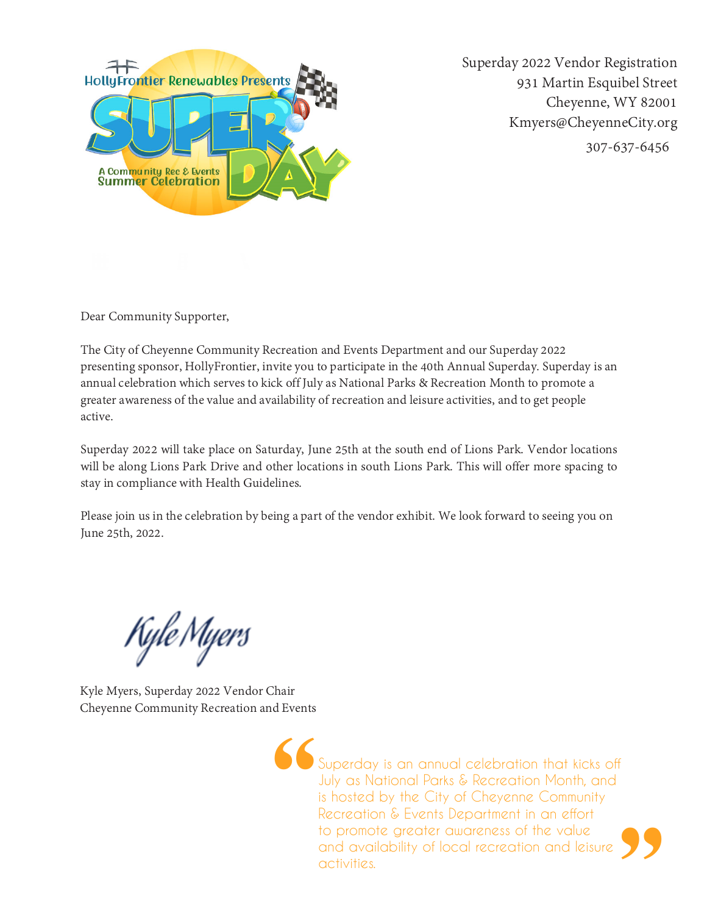Superday 2022 Vendor Registration
931 Martin Esquibel Street
Cheyenne, WY 82001
Kmyers@CheyenneCity.org
307-637-6456

Dear Community Supporter,

The City of Cheyenne Community Recreation and Events Department and our Superday 2022 presenting sponsor, HollyFrontier, invite you to participate in the 40th Annual Superday. Superday is an annual celebration which serves to kick off July as National Parks & Recreation Month to promote a greater awareness of the value and availability of recreation and leisure activities, and to get people active.

Superday 2022 will take place on Saturday, June 25th at the south end of Lions Park. Vendor locations will be along Lions Park Drive and other locations in south Lions Park. This will offer more spacing to stay in compliance with Health Guidelines.

Please join us in the celebration by being a part of the vendor exhibit. We look forward to seeing you on June 25th, 2022.

Kyle Myers

Kyle Myers, Superday 2022 Vendor Chair
Cheyenne Community Recreation and Events

> "Superday is an annual celebration that kicks off July as National Parks & Recreation Month, and is hosted by the City of Cheyenne Community Recreation & Events Department in an effort to promote greater awareness of the value and availability of local recreation and leisure activities."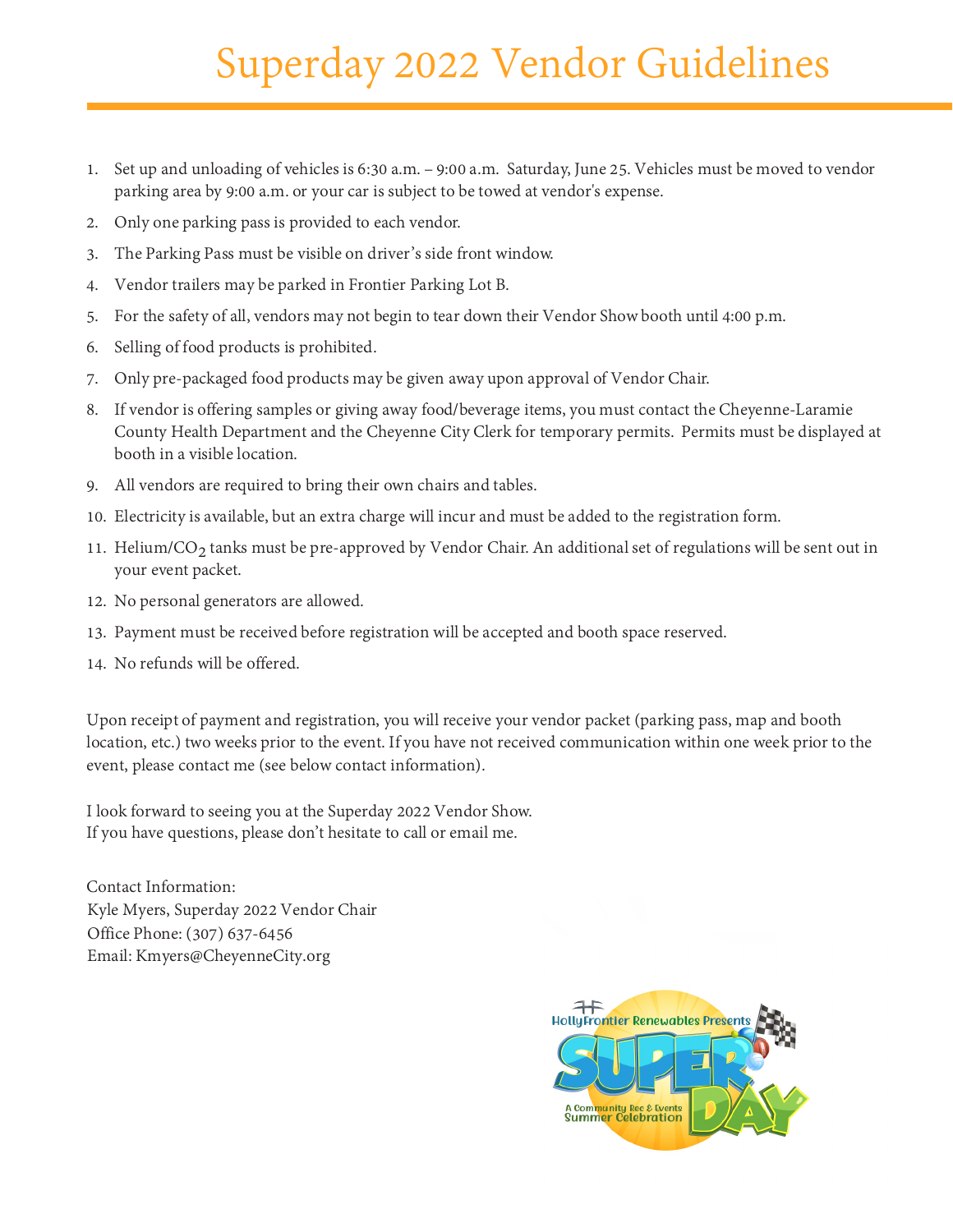# Superday 2022 Vendor Guidelines

1. Set up and unloading of vehicles is 6:30 a.m. – 9:00 a.m. Saturday, June 25. Vehicles must be moved to vendor parking area by 9:00 a.m. or your car is subject to be towed at vendor's expense.
2. Only one parking pass is provided to each vendor.
3. The Parking Pass must be visible on driver's side front window.
4. Vendor trailers may be parked in Frontier Parking Lot B.
5. For the safety of all, vendors may not begin to tear down their Vendor Show booth until 4:00 p.m.
6. Selling of food products is prohibited.
7. Only pre-packaged food products may be given away upon approval of Vendor Chair.
8. If vendor is offering samples or giving away food/beverage items, you must contact the Cheyenne-Laramie County Health Department and the Cheyenne City Clerk for temporary permits. Permits must be displayed at booth in a visible location.
9. All vendors are required to bring their own chairs and tables.
10. Electricity is available, but an extra charge will incur and must be added to the registration form.
11. Helium/$CO_2$ tanks must be pre-approved by Vendor Chair. An additional set of regulations will be sent out in your event packet.
12. No personal generators are allowed.
13. Payment must be received before registration will be accepted and booth space reserved.
14. No refunds will be offered.

Upon receipt of payment and registration, you will receive your vendor packet (parking pass, map and booth location, etc.) two weeks prior to the event. If you have not received communication within one week prior to the event, please contact me (see below contact information).

I look forward to seeing you at the Superday 2022 Vendor Show.
If you have questions, please don't hesitate to call or email me.

Contact Information:
Kyle Myers, Superday 2022 Vendor Chair
Office Phone: (307) 637-6456
Email: Kmyers@CheyenneCity.org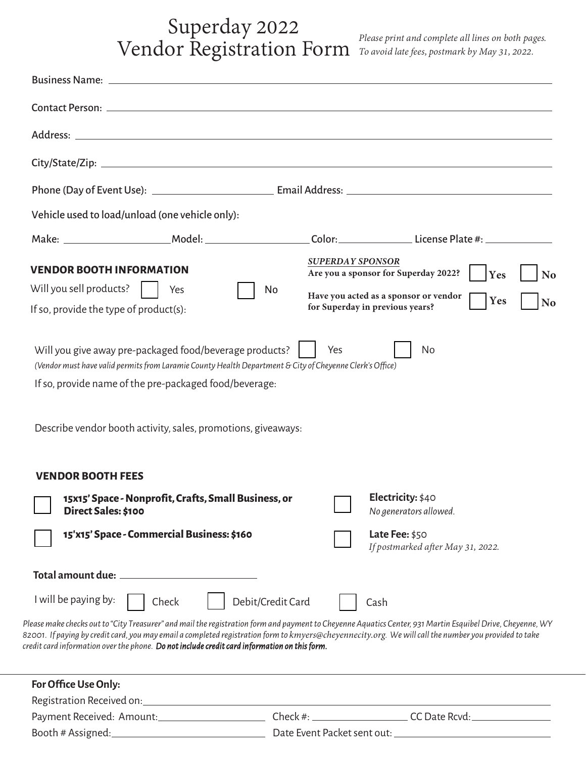# Superday 2022 Vendor Registration Form

*Please print and complete all lines on both pages. To avoid late fees, postmark by May 31, 2022.*

Business Name: ______________________________

Contact Person: ______________________________

Address: ______________________________

City/State/Zip: ______________________________

Phone (Day of Event Use): ______________ Email Address: ______________

Vehicle used to load/unload (one vehicle only):

Make: ____________ Model: ____________ Color: ____________ License Plate #: ____________

## VENDOR BOOTH INFORMATION

Will you sell products? ☐ Yes ☐ No

If so, provide the type of product(s):

***SUPERDAY SPONSOR***

**Are you a sponsor for Superday 2022?** ☐ **Yes** ☐ **No**

**Have you acted as a sponsor or vendor for Superday in previous years?** ☐ **Yes** ☐ **No**

Will you give away pre-packaged food/beverage products? ☐ Yes ☐ No

*(Vendor must have valid permits from Laramie County Health Department & City of Cheyenne Clerk's Office)*

If so, provide name of the pre-packaged food/beverage:

Describe vendor booth activity, sales, promotions, giveaways:

## VENDOR BOOTH FEES

☐ **15x15' Space - Nonprofit, Crafts, Small Business, or Direct Sales: $100**

☐ **15'x15' Space - Commercial Business: $160**

☐ **Electricity:** $40
*No generators allowed.*

☐ **Late Fee:** $50
*If postmarked after May 31, 2022.*

**Total amount due:** ______________

I will be paying by: ☐ Check ☐ Debit/Credit Card ☐ Cash

*Please make checks out to "City Treasurer" and mail the registration form and payment to Cheyenne Aquatics Center, 931 Martin Esquibel Drive, Cheyenne, WY 82001. If paying by credit card, you may email a completed registration form to kmyers@cheyennecity.org. We will call the number you provided to take credit card information over the phone.* ***Do not include credit card information on this form.***

---

**For Office Use Only:**

Registration Received on: ______________

Payment Received: Amount: ______________ Check #: ______________ CC Date Rcvd: ______________

Booth # Assigned: ______________ Date Event Packet sent out: ______________